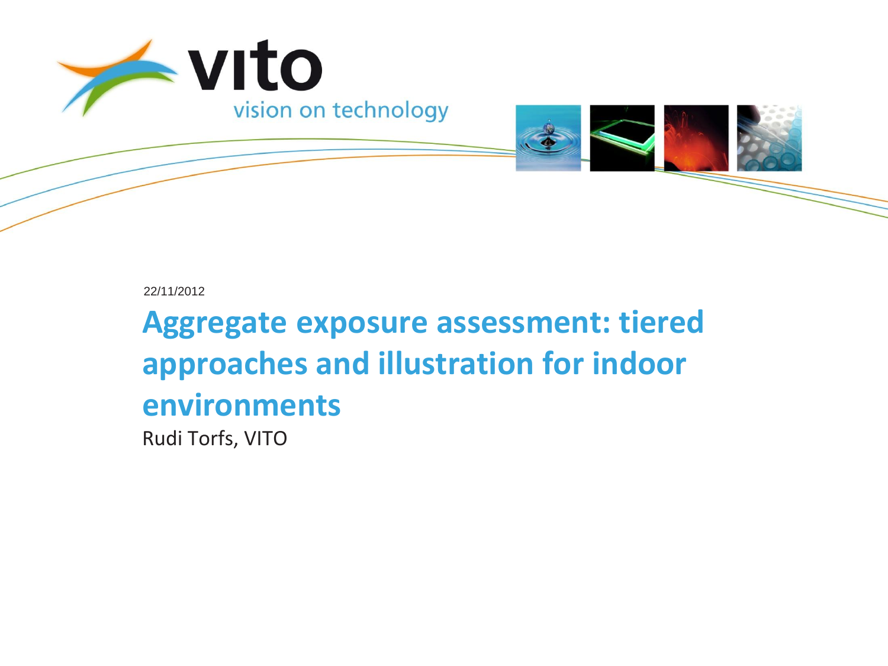vito

vision on technology

22/11/2012

# Aggregate exposure assessment: tiered approaches and illustration for indoor environments

Rudi Torfs, VITO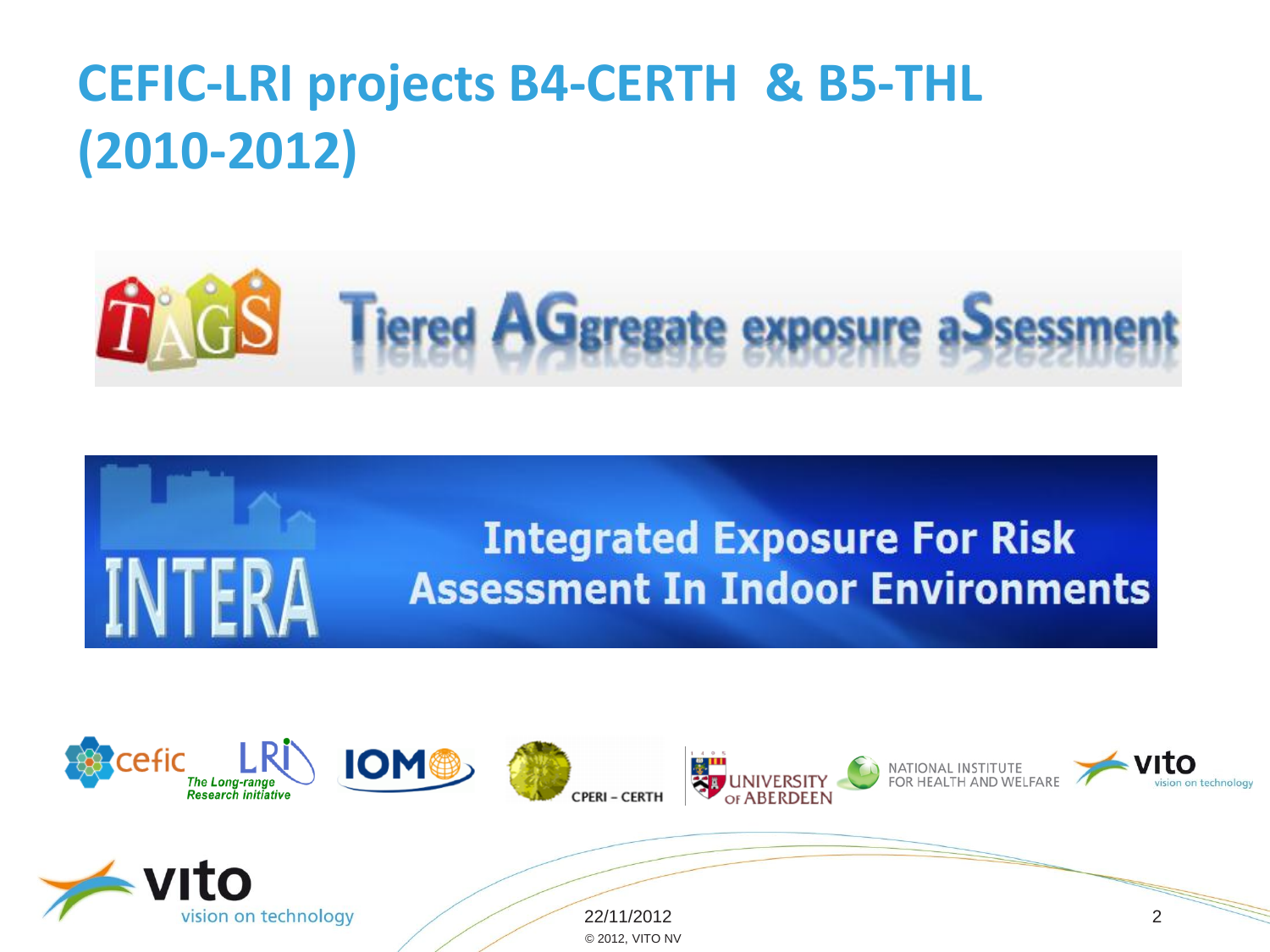# CEFIC-LRI projects B4-CERTH & B5-THL (2010-2012)

TAGS — Tiered AGgregate exposure aSsessment

INTERA — Integrated Exposure For Risk Assessment In Indoor Environments

cefic · LRI The Long-range Research initiative · IOM · CPERI – CERTH · UNIVERSITY OF ABERDEEN · NATIONAL INSTITUTE FOR HEALTH AND WELFARE · vito vision on technology

22/11/2012

© 2012, VITO NV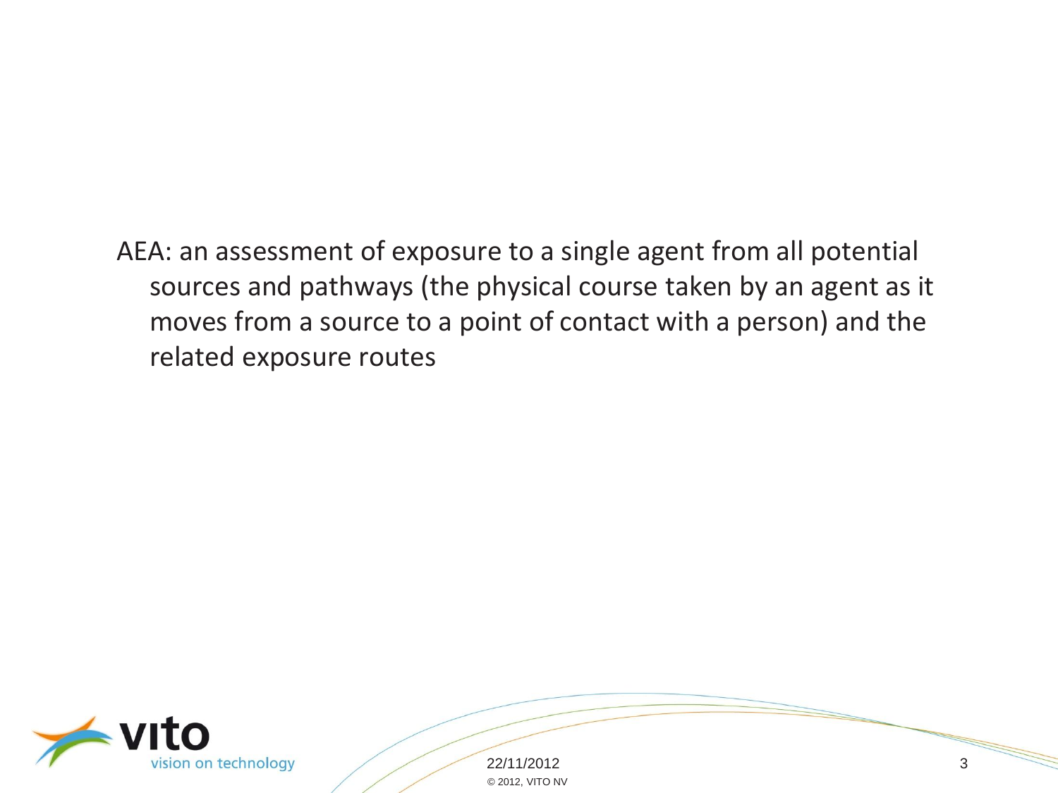AEA: an assessment of exposure to a single agent from all potential sources and pathways (the physical course taken by an agent as it moves from a source to a point of contact with a person) and the related exposure routes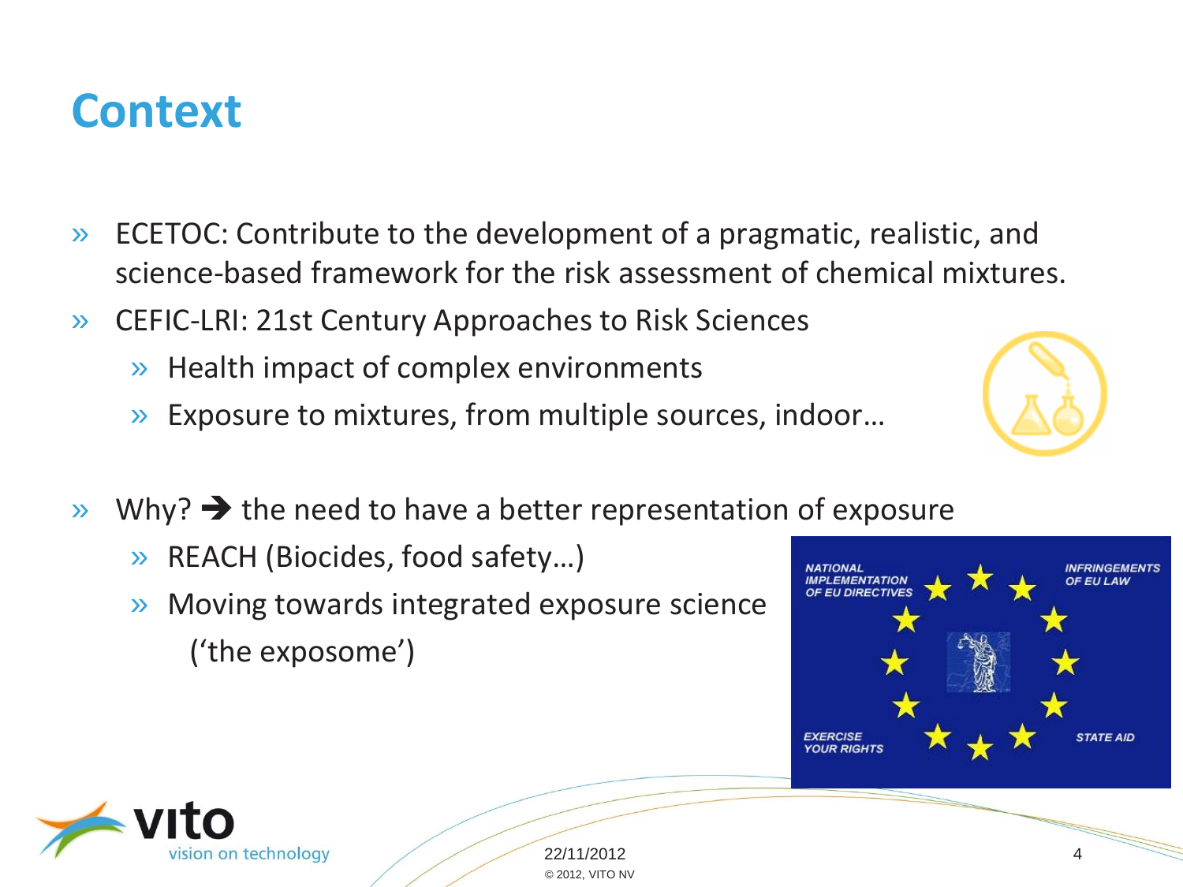# Context

- ECETOC: Contribute to the development of a pragmatic, realistic, and science-based framework for the risk assessment of chemical mixtures.
- CEFIC-LRI: 21st Century Approaches to Risk Sciences
  - Health impact of complex environments
  - Exposure to mixtures, from multiple sources, indoor…
- Why? ➔ the need to have a better representation of exposure
  - REACH (Biocides, food safety…)
  - Moving towards integrated exposure science ('the exposome')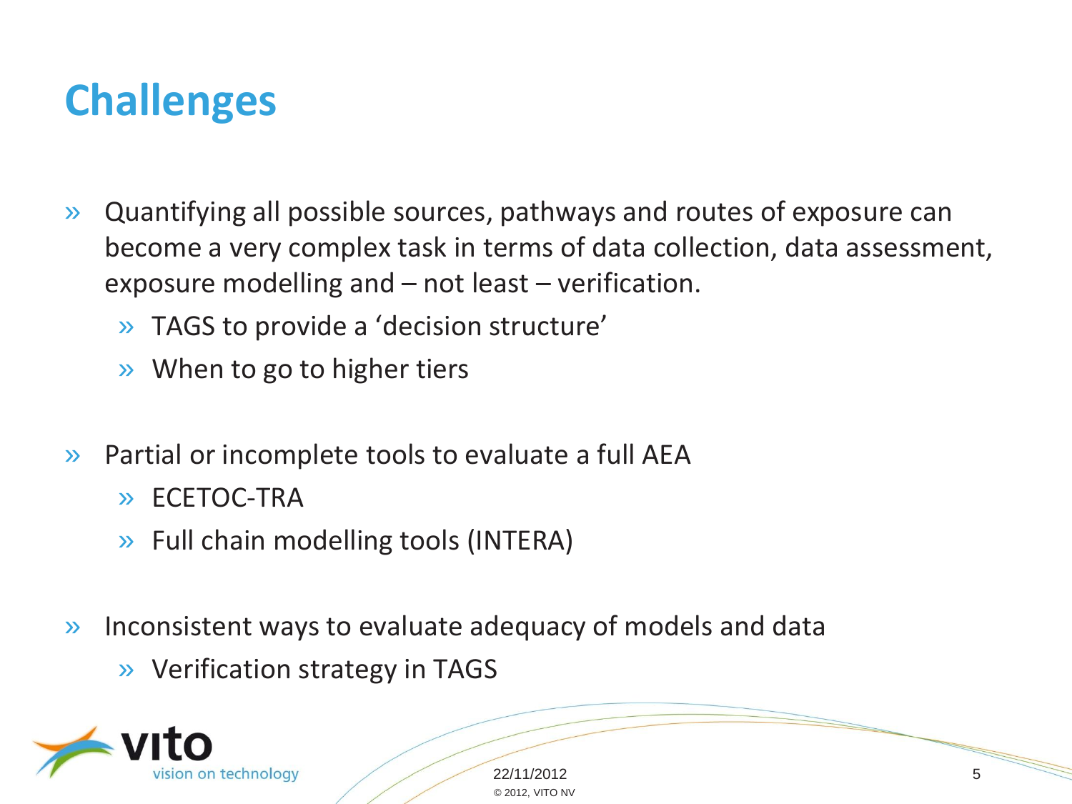# Challenges

- Quantifying all possible sources, pathways and routes of exposure can become a very complex task in terms of data collection, data assessment, exposure modelling and – not least – verification.
  - TAGS to provide a 'decision structure'
  - When to go to higher tiers
- Partial or incomplete tools to evaluate a full AEA
  - ECETOC-TRA
  - Full chain modelling tools (INTERA)
- Inconsistent ways to evaluate adequacy of models and data
  - Verification strategy in TAGS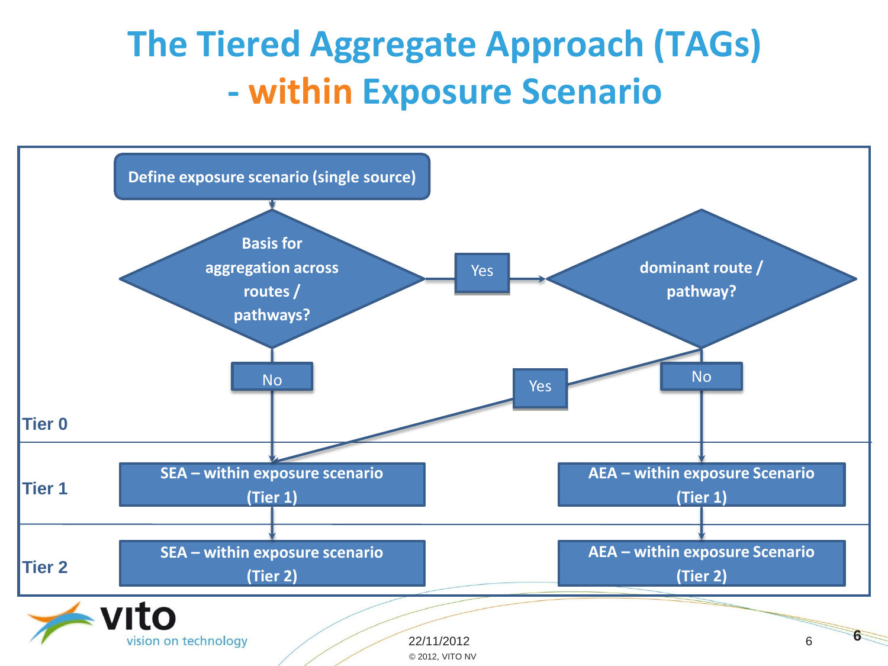# The Tiered Aggregate Approach (TAGs) - within Exposure Scenario

Define exposure scenario (single source)

Basis for aggregation across routes / pathways?

Yes

dominant route / pathway?

No

Yes

No

Tier 0

Tier 1

SEA – within exposure scenario (Tier 1)

AEA – within exposure Scenario (Tier 1)

Tier 2

SEA – within exposure scenario (Tier 2)

AEA – within exposure Scenario (Tier 2)

vito vision on technology

22/11/2012

© 2012, VITO NV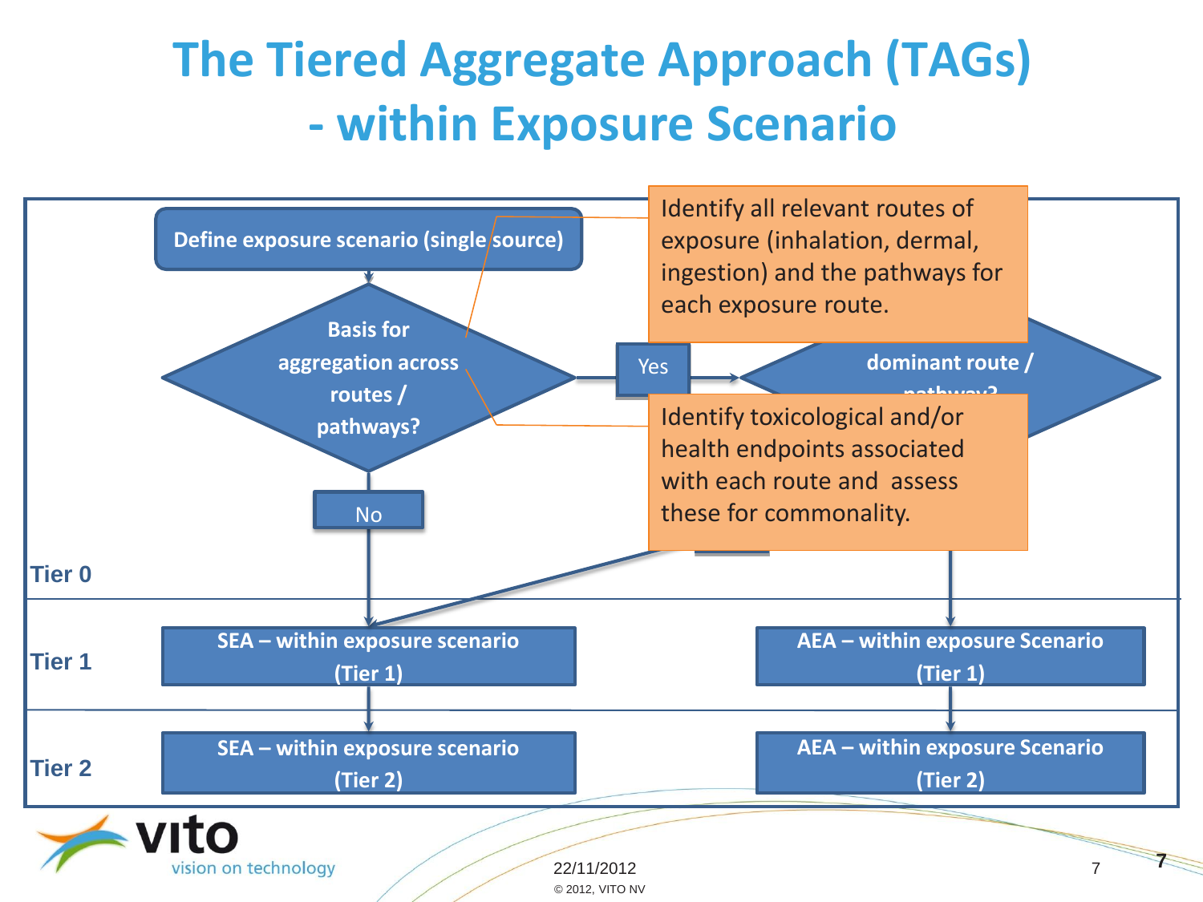# The Tiered Aggregate Approach (TAGs) - within Exposure Scenario

Define exposure scenario (single source)

Basis for aggregation across routes / pathways?

Identify all relevant routes of exposure (inhalation, dermal, ingestion) and the pathways for each exposure route.

Yes

dominant route / pathway?

Identify toxicological and/or health endpoints associated with each route and assess these for commonality.

No

**Tier 0**

**Tier 1**

SEA – within exposure scenario (Tier 1)

AEA – within exposure Scenario (Tier 1)

**Tier 2**

SEA – within exposure scenario (Tier 2)

AEA – within exposure Scenario (Tier 2)

vito vision on technology

22/11/2012

© 2012, VITO NV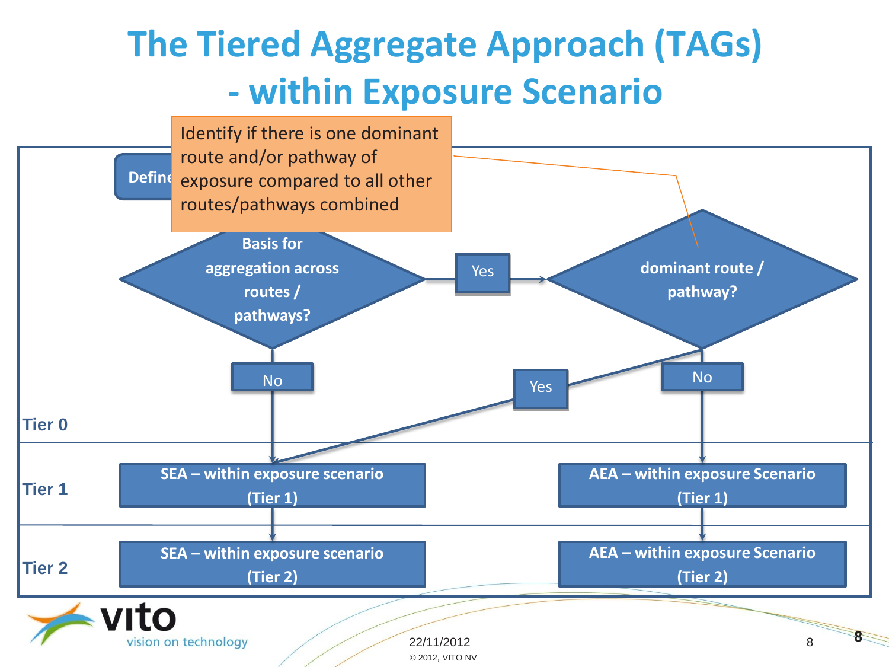# The Tiered Aggregate Approach (TAGs) - within Exposure Scenario

Identify if there is one dominant route and/or pathway of exposure compared to all other routes/pathways combined

Define

Basis for aggregation across routes / pathways?

Yes

dominant route / pathway?

No

Yes

No

Tier 0

Tier 1

SEA – within exposure scenario (Tier 1)

AEA – within exposure Scenario (Tier 1)

Tier 2

SEA – within exposure scenario (Tier 2)

AEA – within exposure Scenario (Tier 2)

22/11/2012

© 2012, VITO NV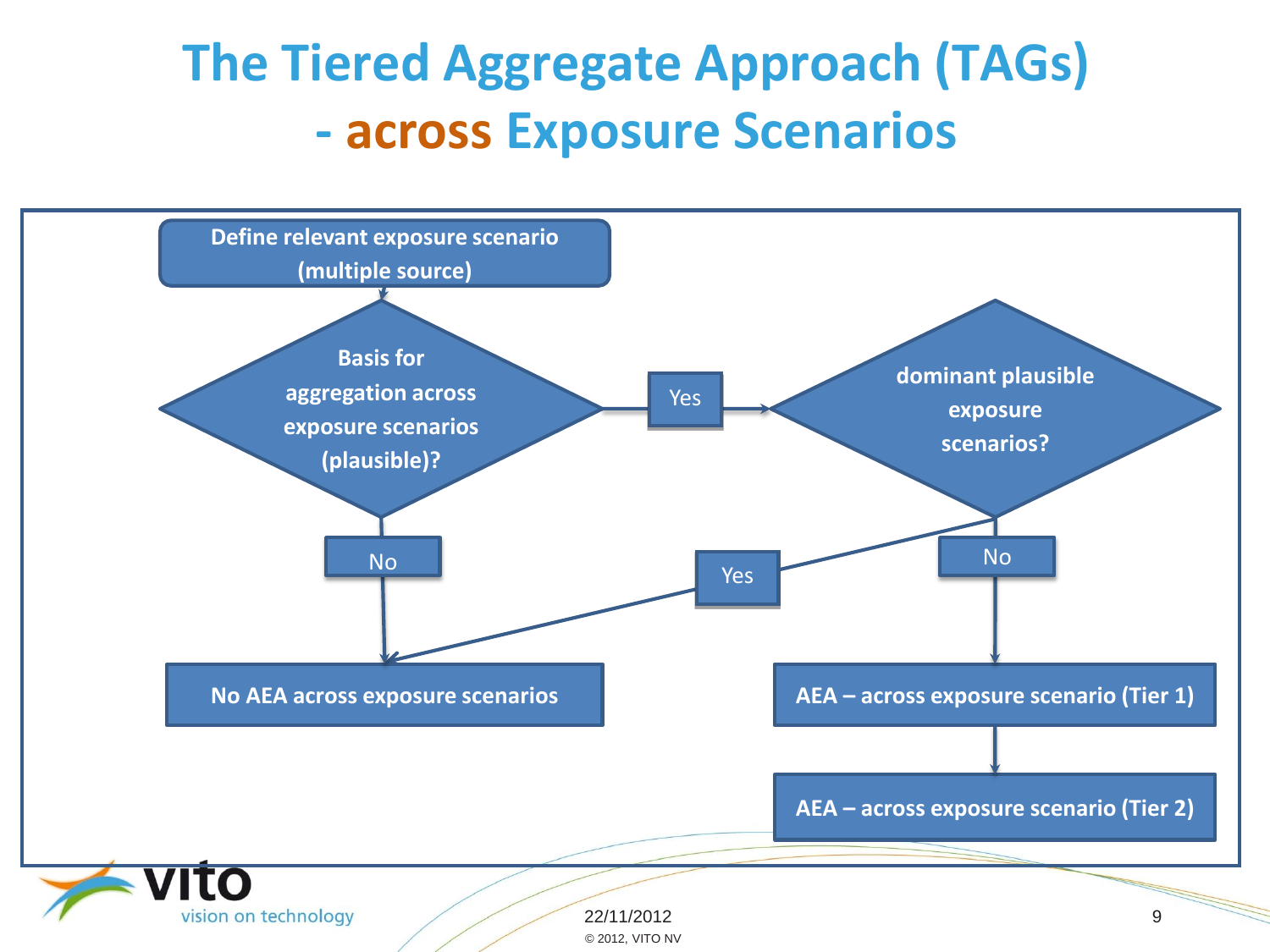# The Tiered Aggregate Approach (TAGs) - across Exposure Scenarios

Define relevant exposure scenario (multiple source)

Basis for aggregation across exposure scenarios (plausible)?

Yes

dominant plausible exposure scenarios?

No

Yes

No

No AEA across exposure scenarios

AEA – across exposure scenario (Tier 1)

AEA – across exposure scenario (Tier 2)

22/11/2012

© 2012, VITO NV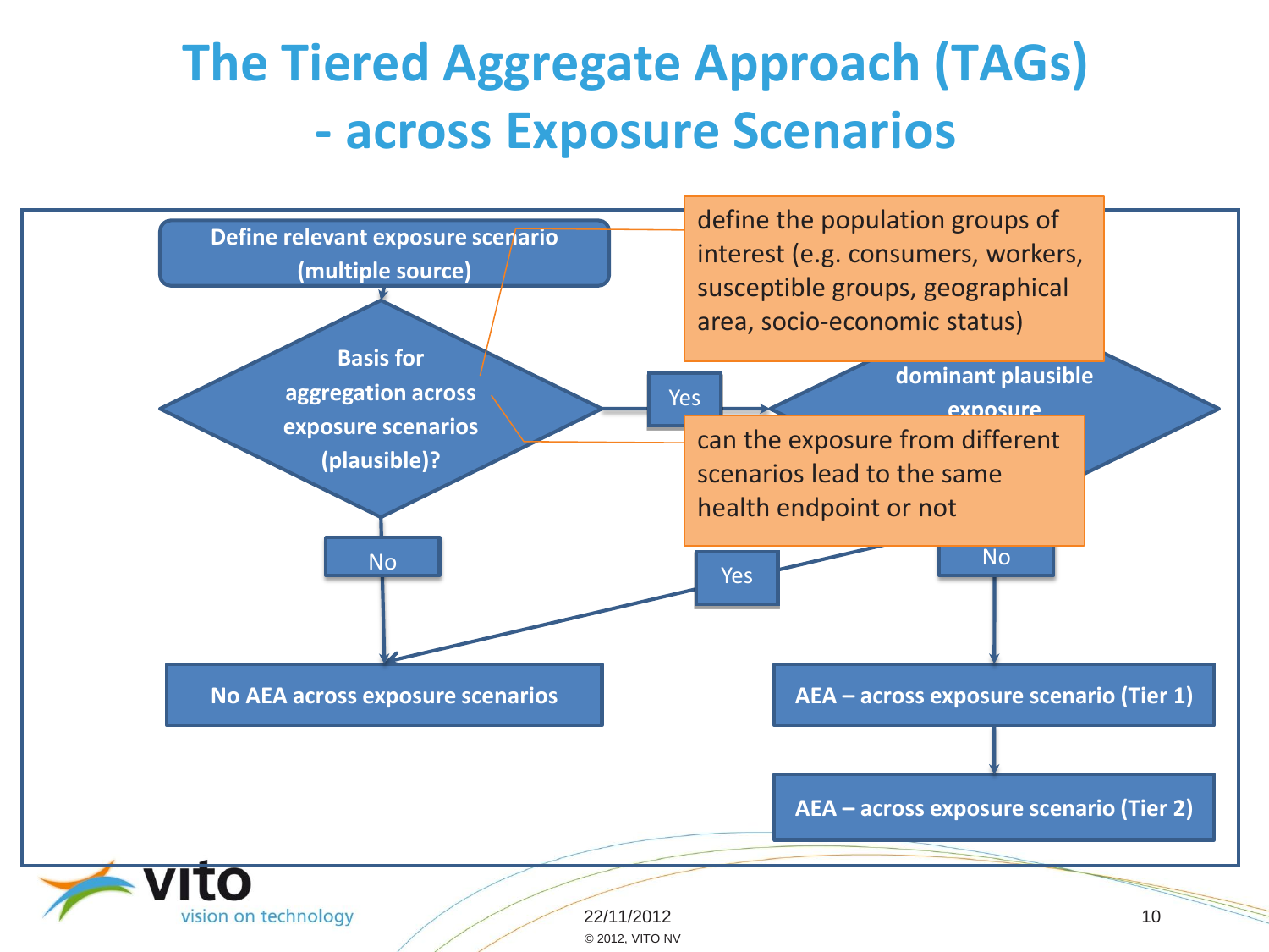# The Tiered Aggregate Approach (TAGs) - across Exposure Scenarios

Define relevant exposure scenario (multiple source)

Basis for aggregation across exposure scenarios (plausible)?

Yes

dominant plausible exposure

No

Yes

No

No AEA across exposure scenarios

AEA – across exposure scenario (Tier 1)

AEA – across exposure scenario (Tier 2)

define the population groups of interest (e.g. consumers, workers, susceptible groups, geographical area, socio-economic status)

can the exposure from different scenarios lead to the same health endpoint or not

22/11/2012

© 2012, VITO NV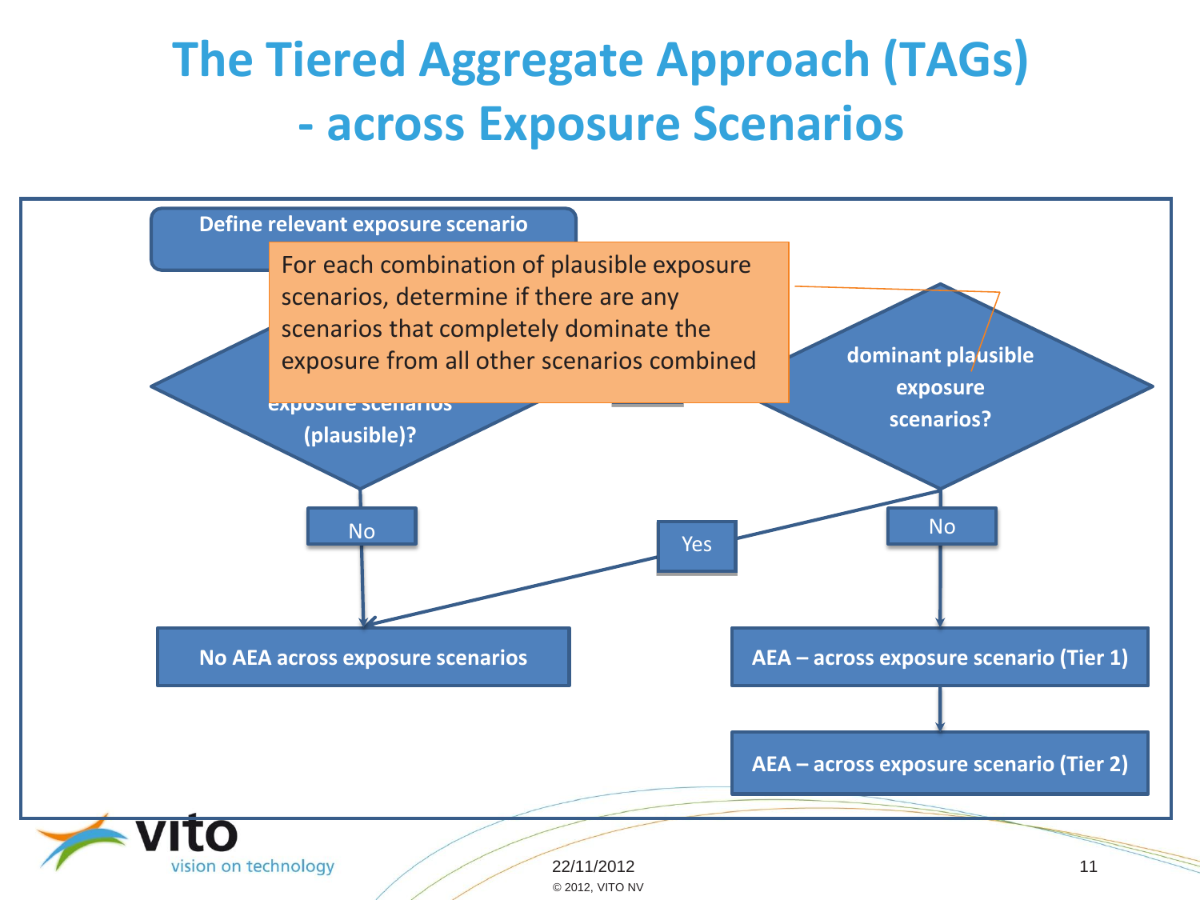# The Tiered Aggregate Approach (TAGs) - across Exposure Scenarios

Define relevant exposure scenario

For each combination of plausible exposure scenarios, determine if there are any scenarios that completely dominate the exposure from all other scenarios combined

exposure scenarios (plausible)?

dominant plausible exposure scenarios?

No

Yes

No

No AEA across exposure scenarios

AEA – across exposure scenario (Tier 1)

AEA – across exposure scenario (Tier 2)

© 2012, VITO NV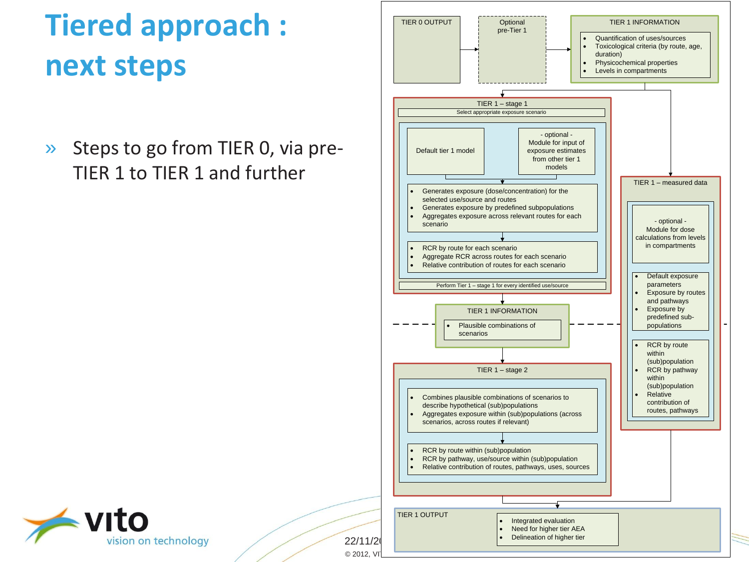# Tiered approach : next steps

» Steps to go from TIER 0, via pre-TIER 1 to TIER 1 and further

TIER 0 OUTPUT

Optional pre-Tier 1

TIER 1 INFORMATION

- Quantification of uses/sources
- Toxicological criteria (by route, age, duration)
- Physicochemical properties
- Levels in compartments

TIER 1 – stage 1

Select appropriate exposure scenario

Default tier 1 model

- optional - Module for input of exposure estimates from other tier 1 models

- Generates exposure (dose/concentration) for the selected use/source and routes
- Generates exposure by predefined subpopulations
- Aggregates exposure across relevant routes for each scenario

- RCR by route for each scenario
- Aggregate RCR across routes for each scenario
- Relative contribution of routes for each scenario

Perform Tier 1 – stage 1 for every identified use/source

TIER 1 INFORMATION

- Plausible combinations of scenarios

TIER 1 – stage 2

- Combines plausible combinations of scenarios to describe hypothetical (sub)populations
- Aggregates exposure within (sub)populations (across scenarios, across routes if relevant)

- RCR by route within (sub)population
- RCR by pathway, use/source within (sub)population
- Relative contribution of routes, pathways, uses, sources

TIER 1 – measured data

- optional - Module for dose calculations from levels in compartments

- Default exposure parameters
- Exposure by routes and pathways
- Exposure by predefined sub-populations

- RCR by route within (sub)population
- RCR by pathway within (sub)population
- Relative contribution of routes, pathways

TIER 1 OUTPUT

- Integrated evaluation
- Need for higher tier AEA
- Delineation of higher tier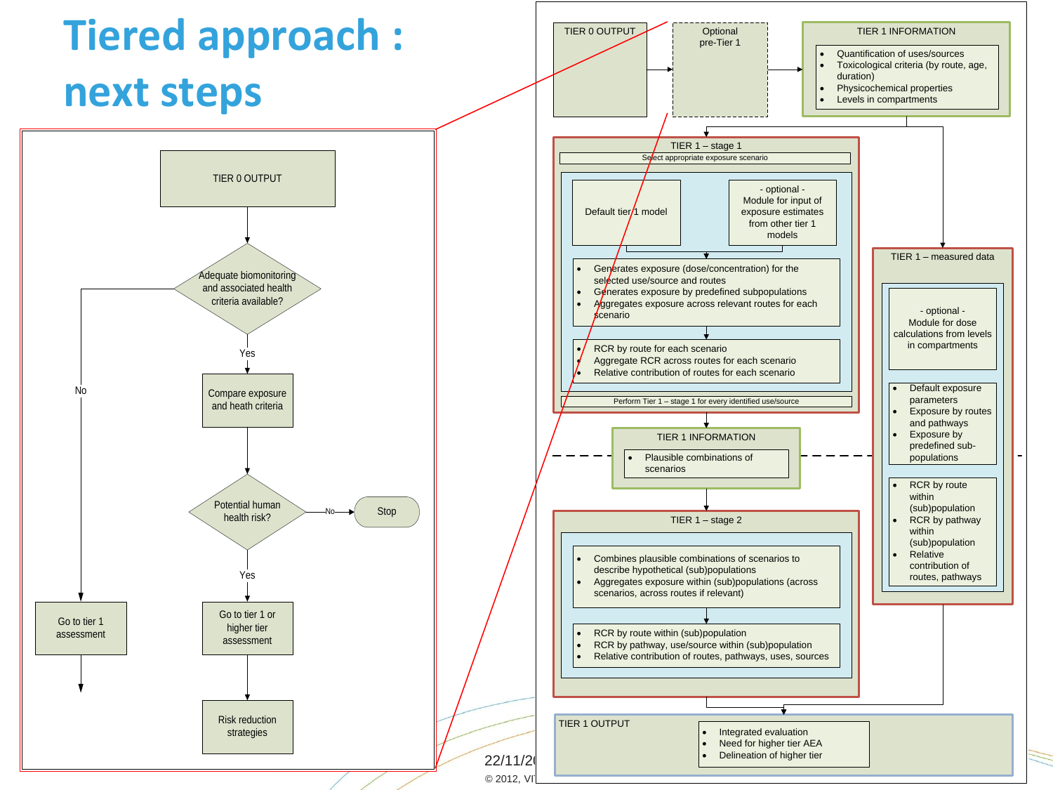# Tiered approach : next steps

TIER 0 OUTPUT

Adequate biomonitoring and associated health criteria available?

- No → Go to tier 1 assessment
- Yes → Compare exposure and heath criteria

Potential human health risk?

- No → Stop
- Yes → Go to tier 1 or higher tier assessment → Risk reduction strategies

---

TIER 0 OUTPUT → Optional pre-Tier 1 → TIER 1 INFORMATION

**TIER 1 INFORMATION**

- Quantification of uses/sources
- Toxicological criteria (by route, age, duration)
- Physicochemical properties
- Levels in compartments

**TIER 1 – stage 1**

Select appropriate exposure scenario

Default tier 1 model | - optional - Module for input of exposure estimates from other tier 1 models

- Generates exposure (dose/concentration) for the selected use/source and routes
- Generates exposure by predefined subpopulations
- Aggregates exposure across relevant routes for each scenario

- RCR by route for each scenario
- Aggregate RCR across routes for each scenario
- Relative contribution of routes for each scenario

Perform Tier 1 – stage 1 for every identified use/source

**TIER 1 INFORMATION**

- Plausible combinations of scenarios

**TIER 1 – stage 2**

- Combines plausible combinations of scenarios to describe hypothetical (sub)populations
- Aggregates exposure within (sub)populations (across scenarios, across routes if relevant)

- RCR by route within (sub)population
- RCR by pathway, use/source within (sub)population
- Relative contribution of routes, pathways, uses, sources

**TIER 1 – measured data**

- optional - Module for dose calculations from levels in compartments

- Default exposure parameters
- Exposure by routes and pathways
- Exposure by predefined sub-populations

- RCR by route within (sub)population
- RCR by pathway within (sub)population
- Relative contribution of routes, pathways

**TIER 1 OUTPUT**

- Integrated evaluation
- Need for higher tier AEA
- Delineation of higher tier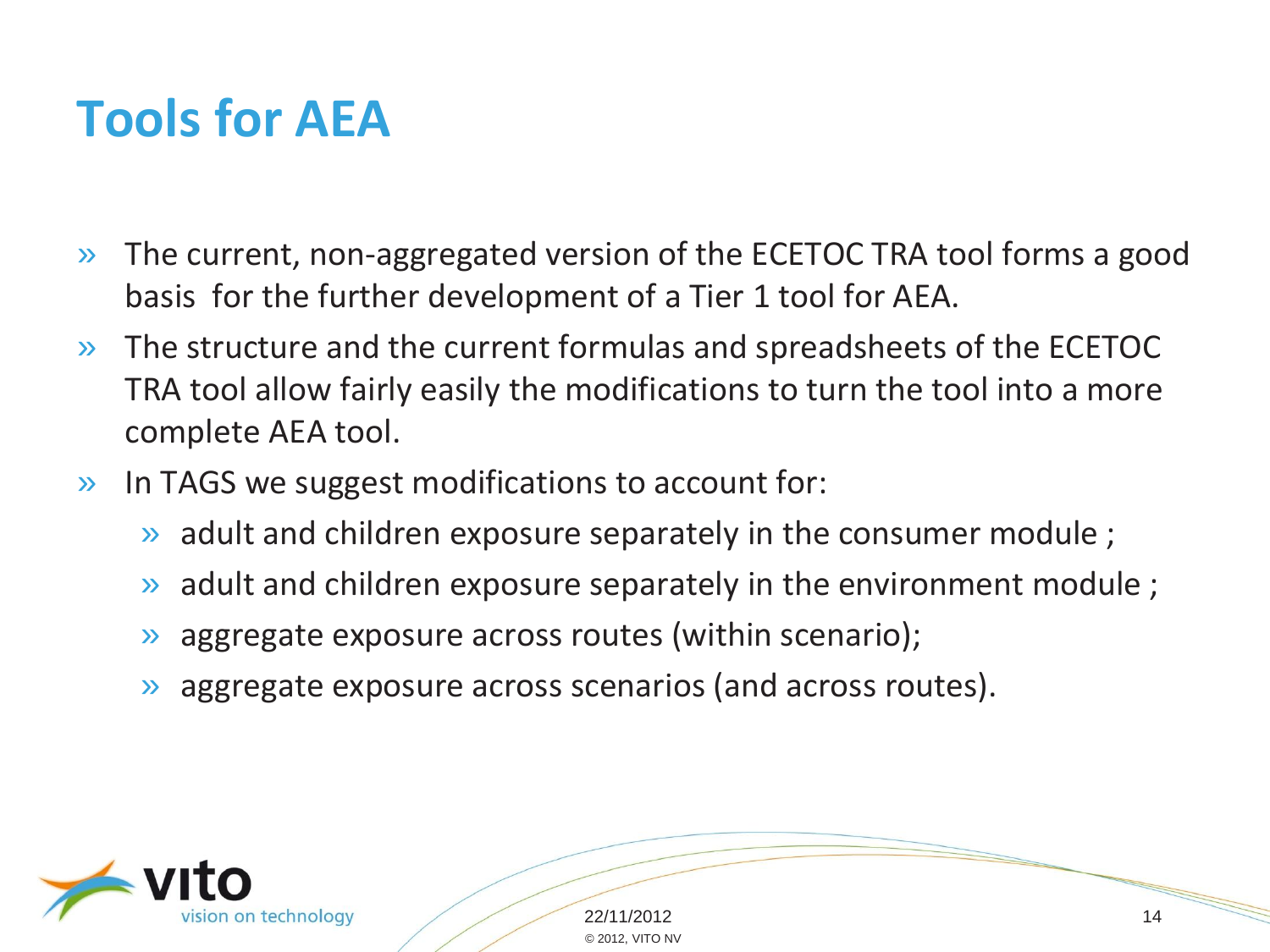# Tools for AEA

- The current, non-aggregated version of the ECETOC TRA tool forms a good basis for the further development of a Tier 1 tool for AEA.
- The structure and the current formulas and spreadsheets of the ECETOC TRA tool allow fairly easily the modifications to turn the tool into a more complete AEA tool.
- In TAGS we suggest modifications to account for:
  - adult and children exposure separately in the consumer module ;
  - adult and children exposure separately in the environment module ;
  - aggregate exposure across routes (within scenario);
  - aggregate exposure across scenarios (and across routes).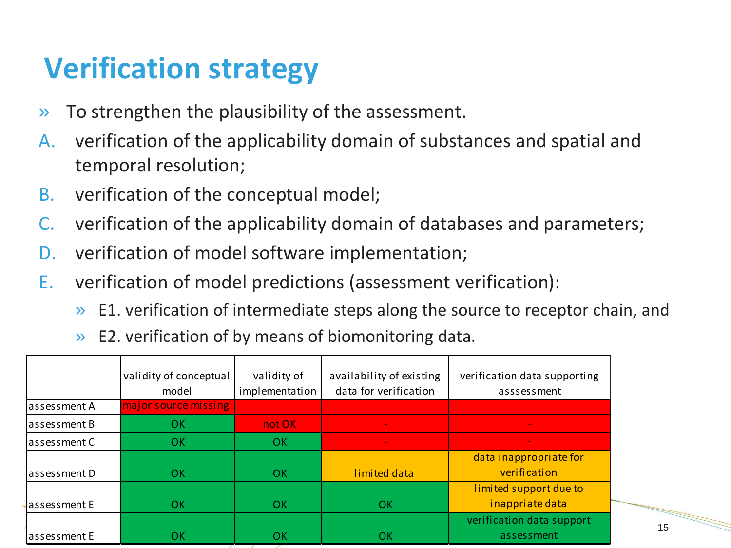# Verification strategy

» To strengthen the plausibility of the assessment.

A. verification of the applicability domain of substances and spatial and temporal resolution;

B. verification of the conceptual model;

C. verification of the applicability domain of databases and parameters;

D. verification of model software implementation;

E. verification of model predictions (assessment verification):

» E1. verification of intermediate steps along the source to receptor chain, and

» E2. verification of by means of biomonitoring data.

| | validity of conceptual model | validity of implementation | availability of existing data for verification | verification data supporting asssessment |
|---|---|---|---|---|
| assessment A | major source missing | | | |
| assessment B | OK | not OK | - | - |
| assessment C | OK | OK | - | - |
| assessment D | OK | OK | limited data | data inappropriate for verification |
| assessment E | OK | OK | OK | limited support due to inappriate data |
| assessment E | OK | OK | OK | verification data support assessment |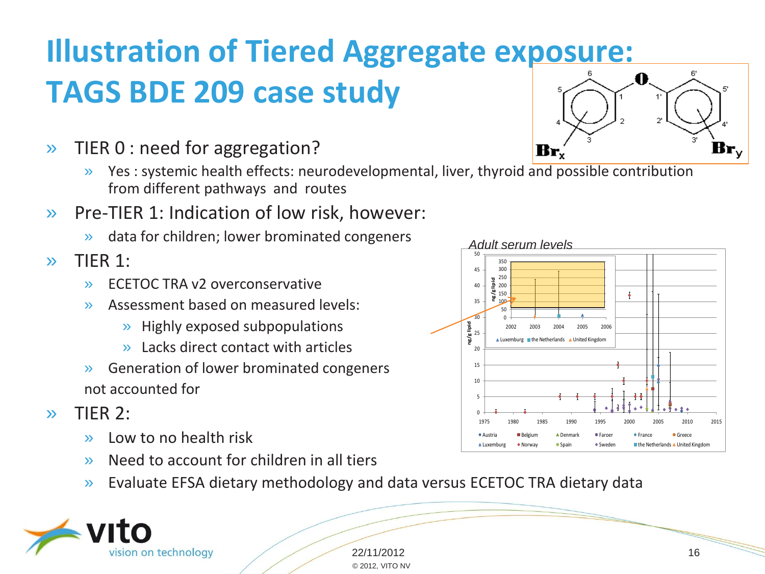# Illustration of Tiered Aggregate exposure: TAGS BDE 209 case study

- TIER 0 : need for aggregation?
  - Yes : systemic health effects: neurodevelopmental, liver, thyroid and possible contribution from different pathways and routes
- Pre-TIER 1: Indication of low risk, however:
  - data for children; lower brominated congeners
- TIER 1:
  - ECETOC TRA v2 overconservative
  - Assessment based on measured levels:
    - Highly exposed subpopulations
    - Lacks direct contact with articles
  - Generation of lower brominated congeners not accounted for
- TIER 2:
  - Low to no health risk
  - Need to account for children in all tiers
  - Evaluate EFSA dietary methodology and data versus ECETOC TRA dietary data

*Adult serum levels*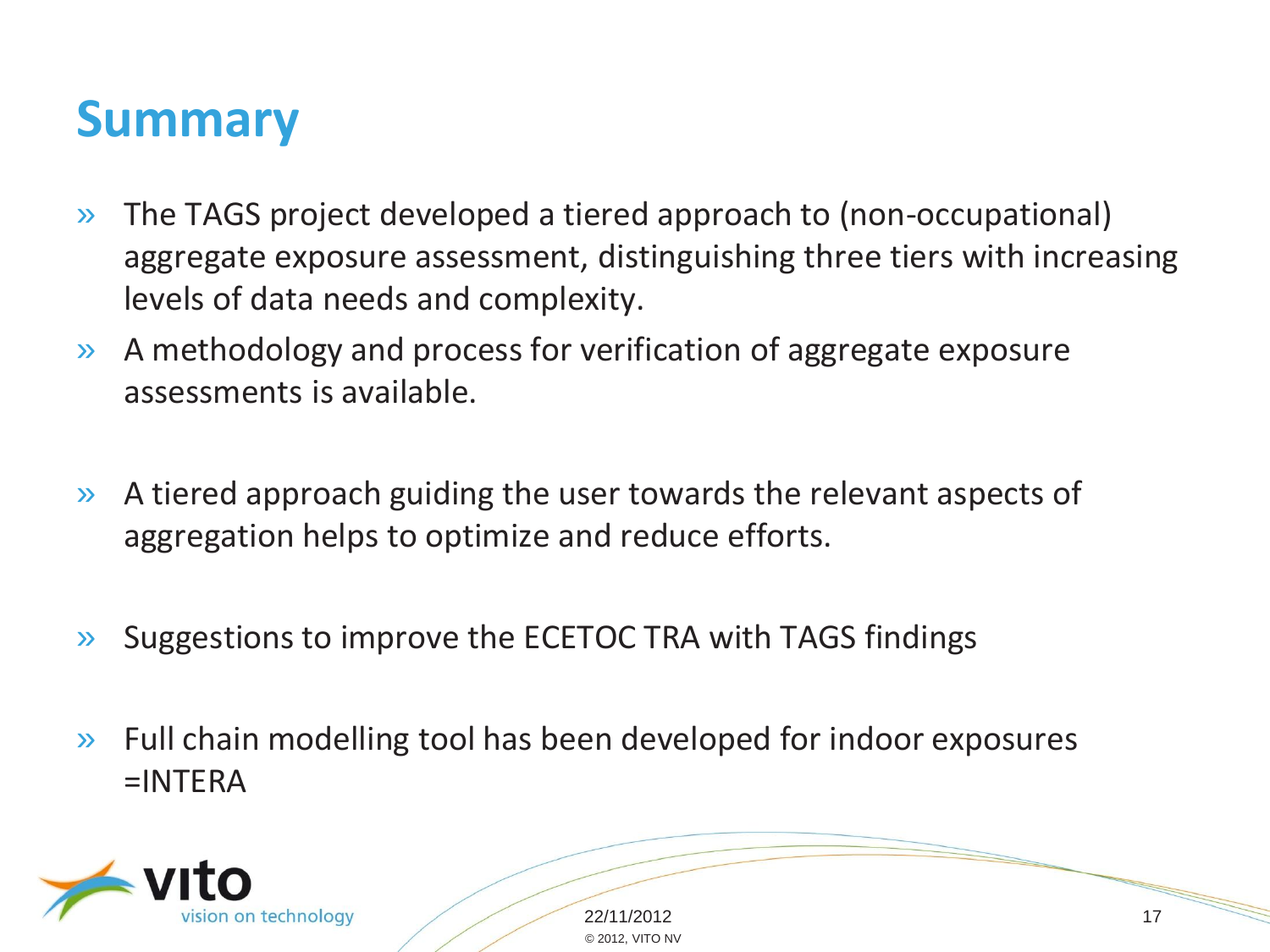# Summary

- The TAGS project developed a tiered approach to (non-occupational) aggregate exposure assessment, distinguishing three tiers with increasing levels of data needs and complexity.
- A methodology and process for verification of aggregate exposure assessments is available.
- A tiered approach guiding the user towards the relevant aspects of aggregation helps to optimize and reduce efforts.
- Suggestions to improve the ECETOC TRA with TAGS findings
- Full chain modelling tool has been developed for indoor exposures =INTERA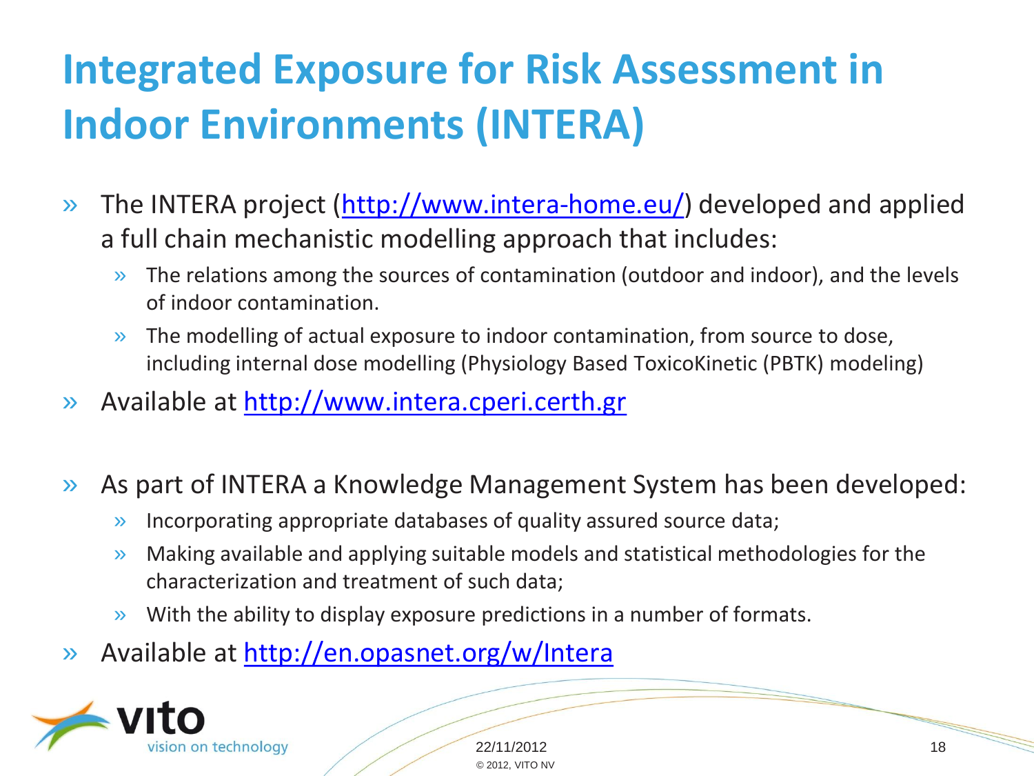# Integrated Exposure for Risk Assessment in Indoor Environments (INTERA)

- The INTERA project (http://www.intera-home.eu/) developed and applied a full chain mechanistic modelling approach that includes:
  - The relations among the sources of contamination (outdoor and indoor), and the levels of indoor contamination.
  - The modelling of actual exposure to indoor contamination, from source to dose, including internal dose modelling (Physiology Based ToxicoKinetic (PBTK) modeling)
- Available at http://www.intera.cperi.certh.gr

- As part of INTERA a Knowledge Management System has been developed:
  - Incorporating appropriate databases of quality assured source data;
  - Making available and applying suitable models and statistical methodologies for the characterization and treatment of such data;
  - With the ability to display exposure predictions in a number of formats.
- Available at http://en.opasnet.org/w/Intera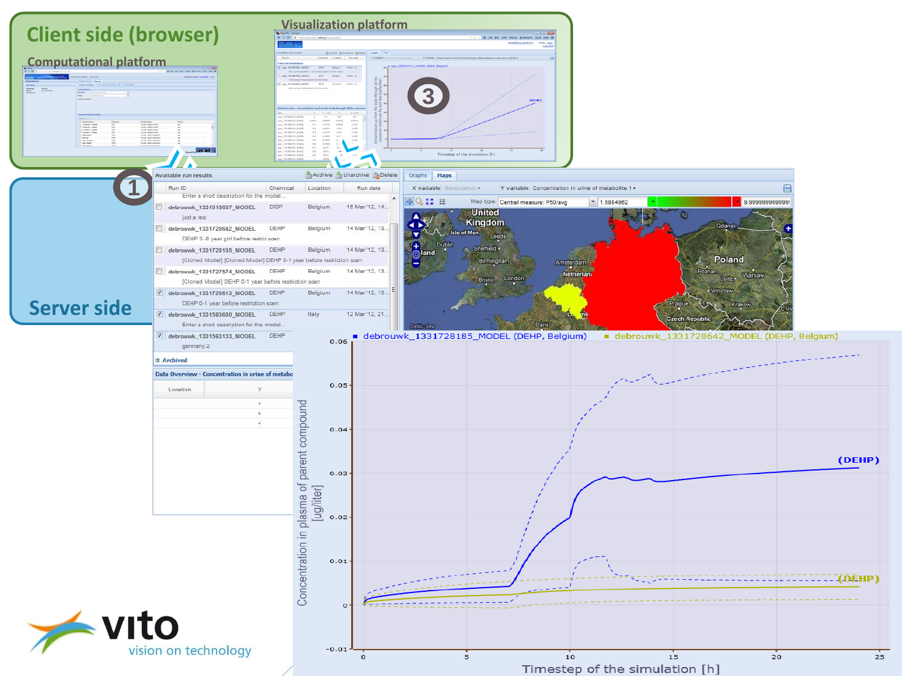# Client side (browser)

## Computational platform

## Visualization platform

## Server side

**Available run results**

Archive | Unarchive | Delete

| | Run ID | Chemical | Location | Run date |
|---|---|---|---|---|
| | Enter a short description for the model... | | | |
| ☐ | debrouwk_1331818637_MODEL | DIDP | Belgium | 15 Mar '12, 14... |
| | just a test | | | |
| ☐ | debrouwk_1331728642_MODEL | DEHP | Belgium | 14 Mar '12, 13... |
| | DEHP 3 -8 year girl before restric scen | | | |
| ☐ | debrouwk_1331728185_MODEL | DEHP | Belgium | 14 Mar '12, 13... |
| | [Cloned Model] [Cloned Model] DEHP 0-1 year before restriction scen | | | |
| ☐ | debrouwk_1331727574_MODEL | DEHP | Belgium | 14 Mar '12, 13... |
| | [Cloned Model] DEHP 0-1 year before restriction scen | | | |
| ☑ | debrouwk_1331726613_MODEL | DEHP | Belgium | 14 Mar '12, 13... |
| | DEHP 0-1 year before restriction scen | | | |
| ☑ | debrouwk_1331583630_MODEL | DEHP | Italy | 12 Mar '12, 21... |
| | Enter a short description for the model... | | | |
| ☑ | debrouwk_1331563133_MODEL | DEHP | | |
| | germany 2 | | | |

Archived

**Data Overview - Concentration in urine of metabo...**

| Location | Y |
|---|---|
| | x |
| | x |
| | x |

Graphs | Maps

X variable: Geolocation | Y variable: Concentration in urine of metabolite 1

Map type: Central measure: P50/avg | 1.5884962 | 9.999999999999

debrouwk_1331728185_MODEL (DEHP, Belgium) | debrouwk_1331728642_MODEL (DEHP, Belgium)

Concentration in plasma of parent compound [ug/liter]

Timestep of the simulation [h]

vito — vision on technology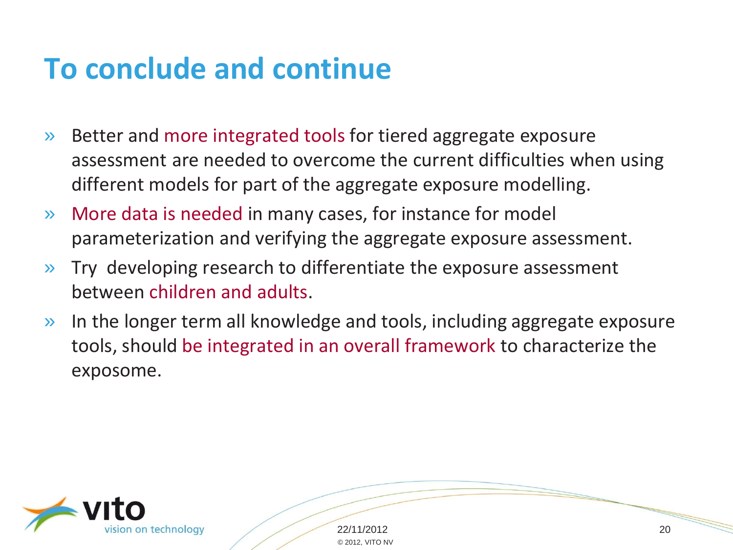# To conclude and continue

- Better and more integrated tools for tiered aggregate exposure assessment are needed to overcome the current difficulties when using different models for part of the aggregate exposure modelling.
- More data is needed in many cases, for instance for model parameterization and verifying the aggregate exposure assessment.
- Try developing research to differentiate the exposure assessment between children and adults.
- In the longer term all knowledge and tools, including aggregate exposure tools, should be integrated in an overall framework to characterize the exposome.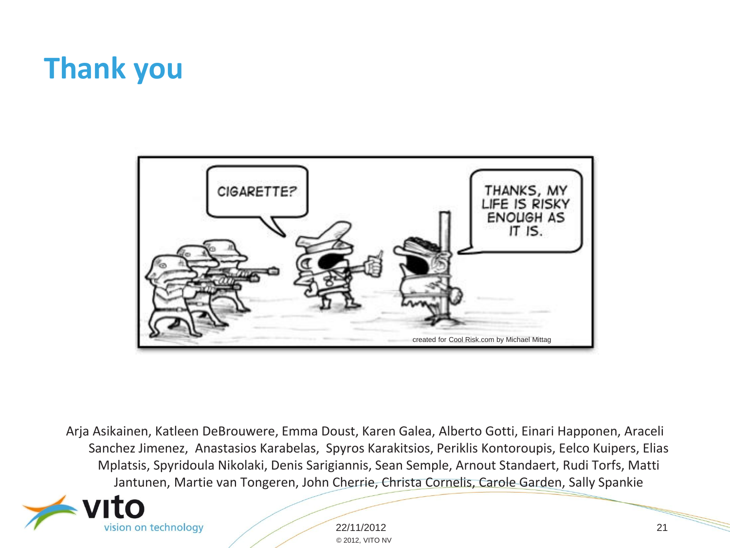# Thank you

Arja Asikainen, Katleen DeBrouwere, Emma Doust, Karen Galea, Alberto Gotti, Einari Happonen, Araceli Sanchez Jimenez, Anastasios Karabelas, Spyros Karakitsios, Periklis Kontoroupis, Eelco Kuipers, Elias Mplatsis, Spyridoula Nikolaki, Denis Sarigiannis, Sean Semple, Arnout Standaert, Rudi Torfs, Matti Jantunen, Martie van Tongeren, John Cherrie, Christa Cornelis, Carole Garden, Sally Spankie